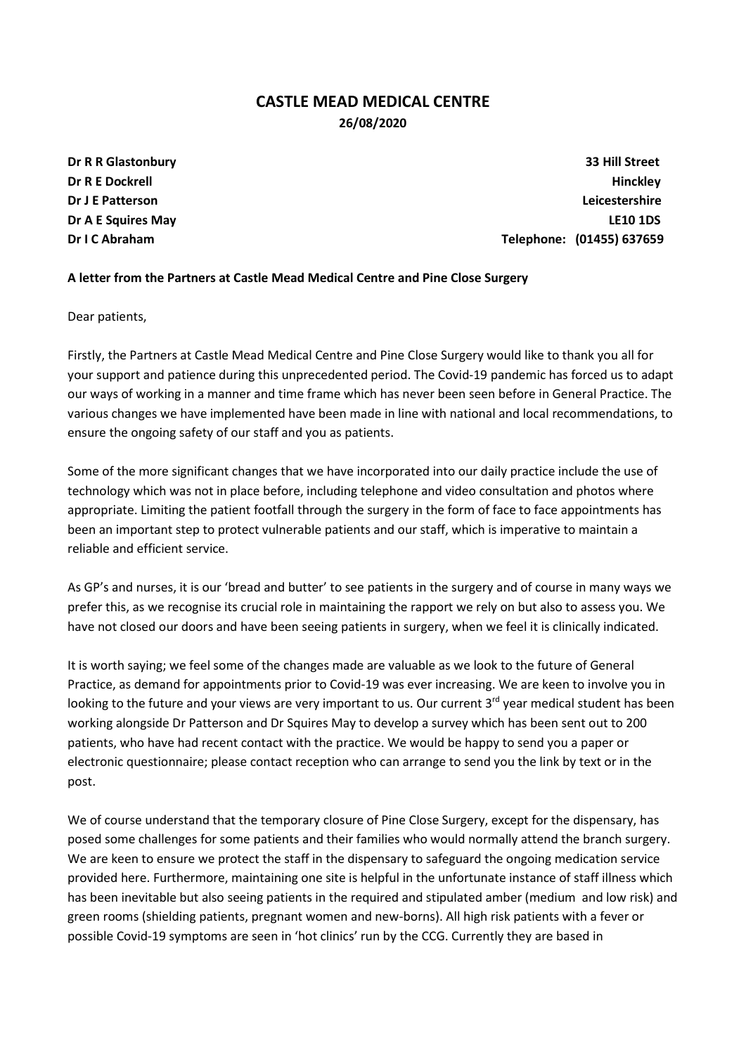# CASTLE MEAD MEDICAL CENTRE

**26/08/2020**

**Dr R R Glastonbury**
**Dr R E Dockrell**
**Dr J E Patterson**
**Dr A E Squires May**
**Dr I C Abraham**

**33 Hill Street**
**Hinckley**
**Leicestershire**
**LE10 1DS**
**Telephone: (01455) 637659**

**A letter from the Partners at Castle Mead Medical Centre and Pine Close Surgery**

Dear patients,

Firstly, the Partners at Castle Mead Medical Centre and Pine Close Surgery would like to thank you all for your support and patience during this unprecedented period. The Covid-19 pandemic has forced us to adapt our ways of working in a manner and time frame which has never been seen before in General Practice. The various changes we have implemented have been made in line with national and local recommendations, to ensure the ongoing safety of our staff and you as patients.

Some of the more significant changes that we have incorporated into our daily practice include the use of technology which was not in place before, including telephone and video consultation and photos where appropriate. Limiting the patient footfall through the surgery in the form of face to face appointments has been an important step to protect vulnerable patients and our staff, which is imperative to maintain a reliable and efficient service.

As GP's and nurses, it is our 'bread and butter' to see patients in the surgery and of course in many ways we prefer this, as we recognise its crucial role in maintaining the rapport we rely on but also to assess you. We have not closed our doors and have been seeing patients in surgery, when we feel it is clinically indicated.

It is worth saying; we feel some of the changes made are valuable as we look to the future of General Practice, as demand for appointments prior to Covid-19 was ever increasing. We are keen to involve you in looking to the future and your views are very important to us. Our current 3rd year medical student has been working alongside Dr Patterson and Dr Squires May to develop a survey which has been sent out to 200 patients, who have had recent contact with the practice. We would be happy to send you a paper or electronic questionnaire; please contact reception who can arrange to send you the link by text or in the post.

We of course understand that the temporary closure of Pine Close Surgery, except for the dispensary, has posed some challenges for some patients and their families who would normally attend the branch surgery. We are keen to ensure we protect the staff in the dispensary to safeguard the ongoing medication service provided here. Furthermore, maintaining one site is helpful in the unfortunate instance of staff illness which has been inevitable but also seeing patients in the required and stipulated amber (medium and low risk) and green rooms (shielding patients, pregnant women and new-borns). All high risk patients with a fever or possible Covid-19 symptoms are seen in 'hot clinics' run by the CCG. Currently they are based in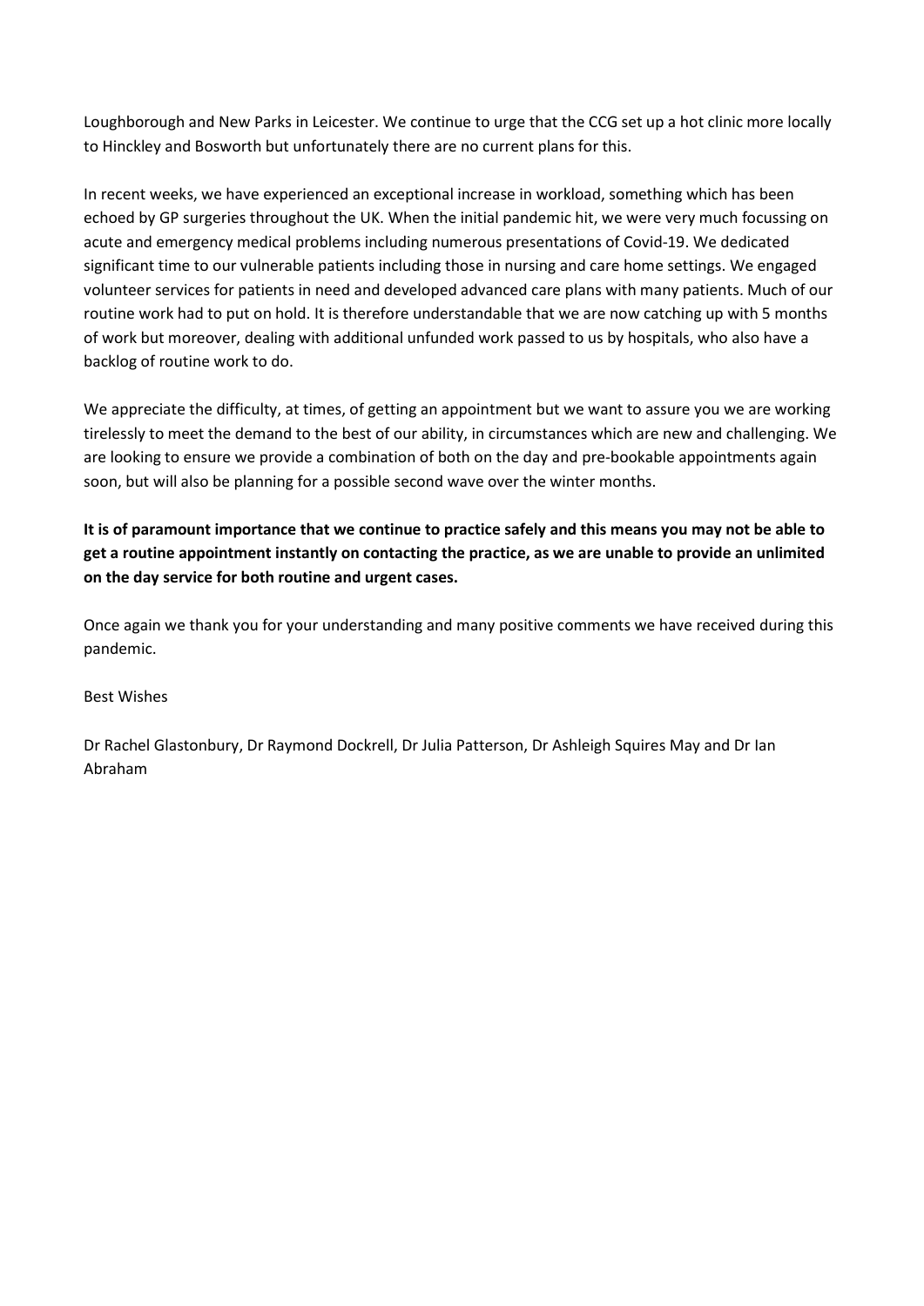Loughborough and New Parks in Leicester. We continue to urge that the CCG set up a hot clinic more locally to Hinckley and Bosworth but unfortunately there are no current plans for this.

In recent weeks, we have experienced an exceptional increase in workload, something which has been echoed by GP surgeries throughout the UK. When the initial pandemic hit, we were very much focussing on acute and emergency medical problems including numerous presentations of Covid-19. We dedicated significant time to our vulnerable patients including those in nursing and care home settings. We engaged volunteer services for patients in need and developed advanced care plans with many patients. Much of our routine work had to put on hold. It is therefore understandable that we are now catching up with 5 months of work but moreover, dealing with additional unfunded work passed to us by hospitals, who also have a backlog of routine work to do.

We appreciate the difficulty, at times, of getting an appointment but we want to assure you we are working tirelessly to meet the demand to the best of our ability, in circumstances which are new and challenging. We are looking to ensure we provide a combination of both on the day and pre-bookable appointments again soon, but will also be planning for a possible second wave over the winter months.

**It is of paramount importance that we continue to practice safely and this means you may not be able to get a routine appointment instantly on contacting the practice, as we are unable to provide an unlimited on the day service for both routine and urgent cases.**

Once again we thank you for your understanding and many positive comments we have received during this pandemic.

Best Wishes

Dr Rachel Glastonbury, Dr Raymond Dockrell, Dr Julia Patterson, Dr Ashleigh Squires May and Dr Ian Abraham